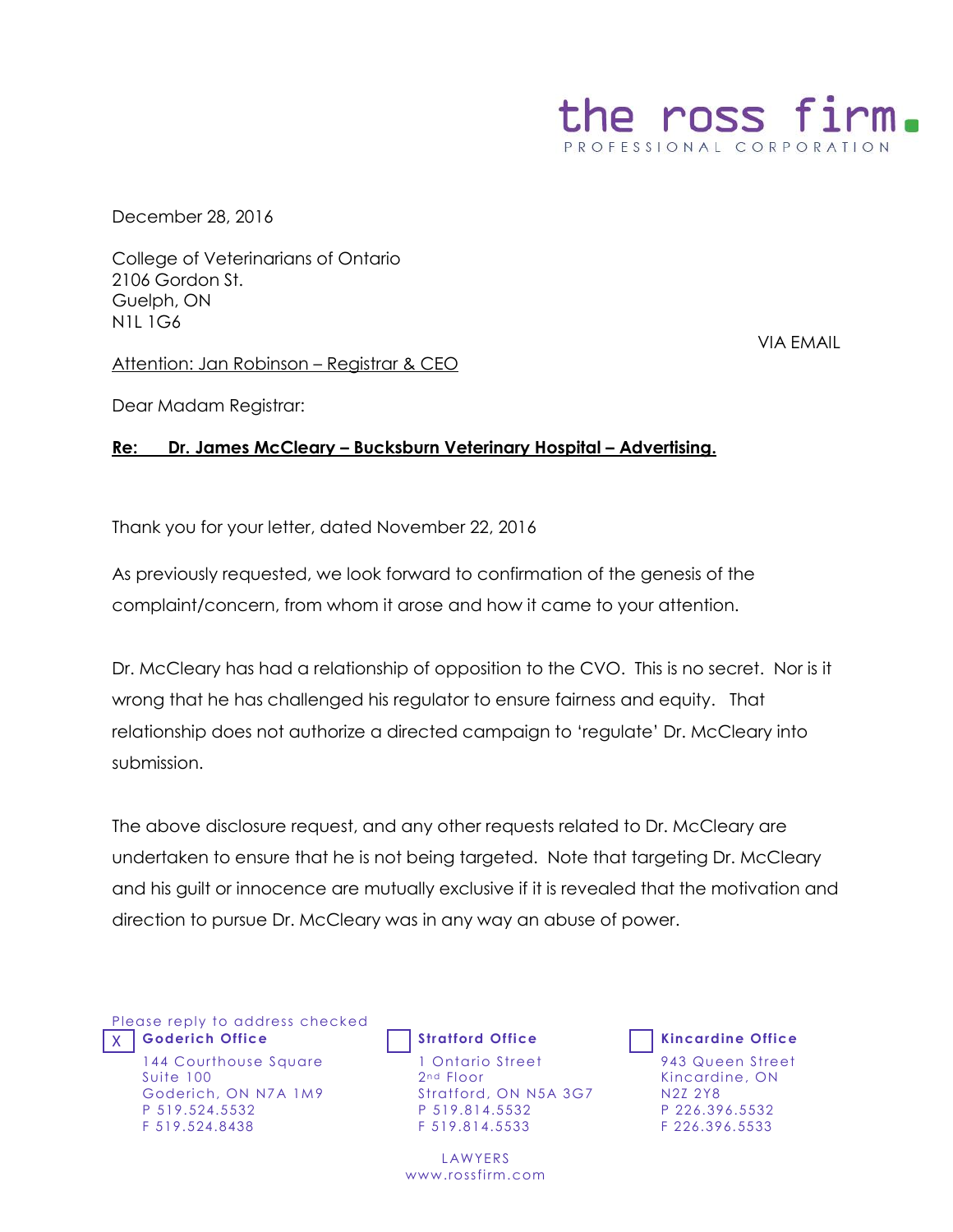# the ross firm.

PROFESSIONAL CORPORATION

December 28, 2016

College of Veterinarians of Ontario
2106 Gordon St.
Guelph, ON
N1L 1G6

VIA EMAIL

Attention: Jan Robinson – Registrar & CEO

Dear Madam Registrar:

**Re: Dr. James McCleary – Bucksburn Veterinary Hospital – Advertising.**

Thank you for your letter, dated November 22, 2016

As previously requested, we look forward to confirmation of the genesis of the complaint/concern, from whom it arose and how it came to your attention.

Dr. McCleary has had a relationship of opposition to the CVO. This is no secret. Nor is it wrong that he has challenged his regulator to ensure fairness and equity. That relationship does not authorize a directed campaign to 'regulate' Dr. McCleary into submission.

The above disclosure request, and any other requests related to Dr. McCleary are undertaken to ensure that he is not being targeted. Note that targeting Dr. McCleary and his guilt or innocence are mutually exclusive if it is revealed that the motivation and direction to pursue Dr. McCleary was in any way an abuse of power.

Please reply to address checked

| X | Goderich Office | | Stratford Office | | Kincardine Office |
|---|---|---|---|---|---|
| | 144 Courthouse Square | | 1 Ontario Street | | 943 Queen Street |
| | Suite 100 | | 2nd Floor | | Kincardine, ON |
| | Goderich, ON N7A 1M9 | | Stratford, ON N5A 3G7 | | N2Z 2Y8 |
| | P 519.524.5532 | | P 519.814.5532 | | P 226.396.5532 |
| | F 519.524.8438 | | F 519.814.5533 | | F 226.396.5533 |

LAWYERS
www.rossfirm.com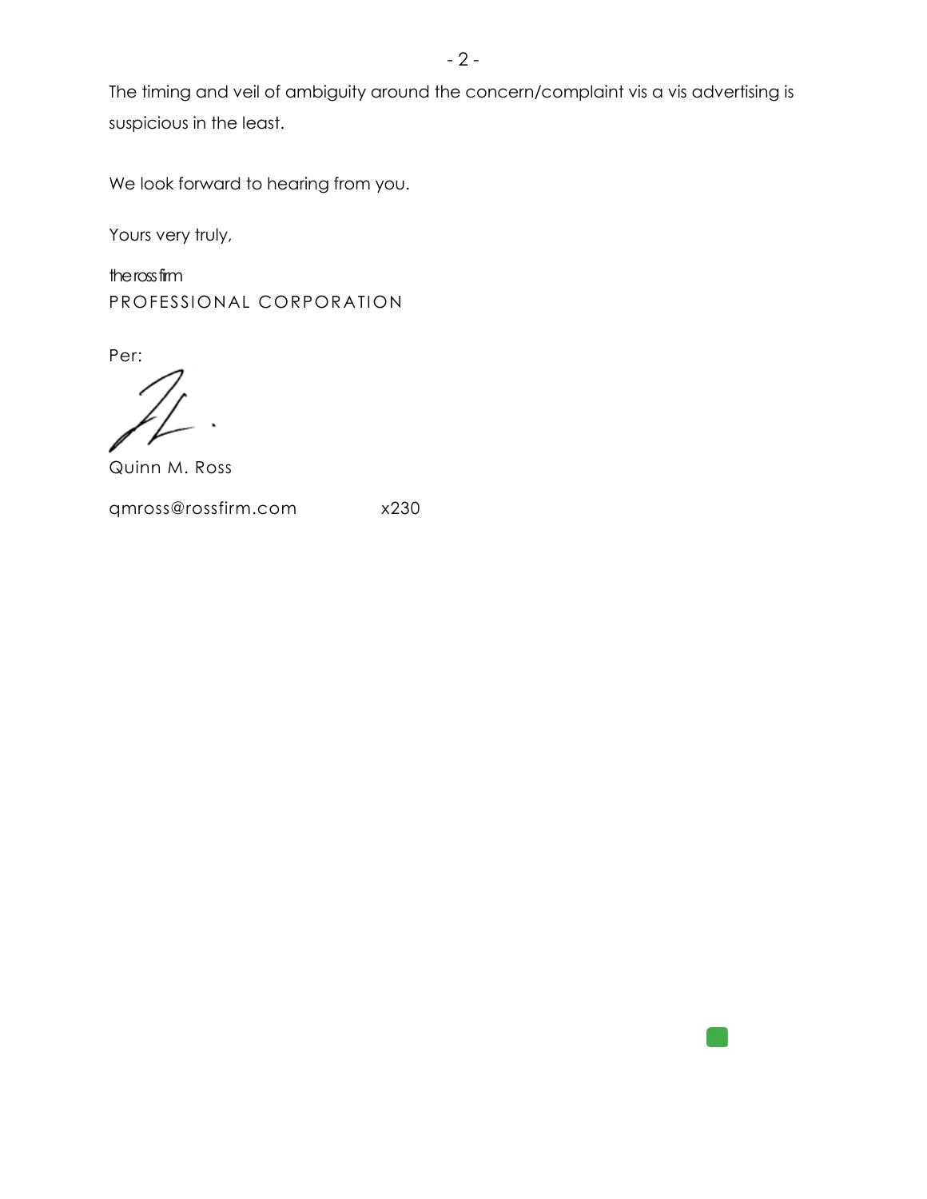The timing and veil of ambiguity around the concern/complaint vis a vis advertising is suspicious in the least.

We look forward to hearing from you.

Yours very truly,

the ross firm
PROFESSIONAL CORPORATION

Per:

Quinn M. Ross

qmross@rossfirm.com x230